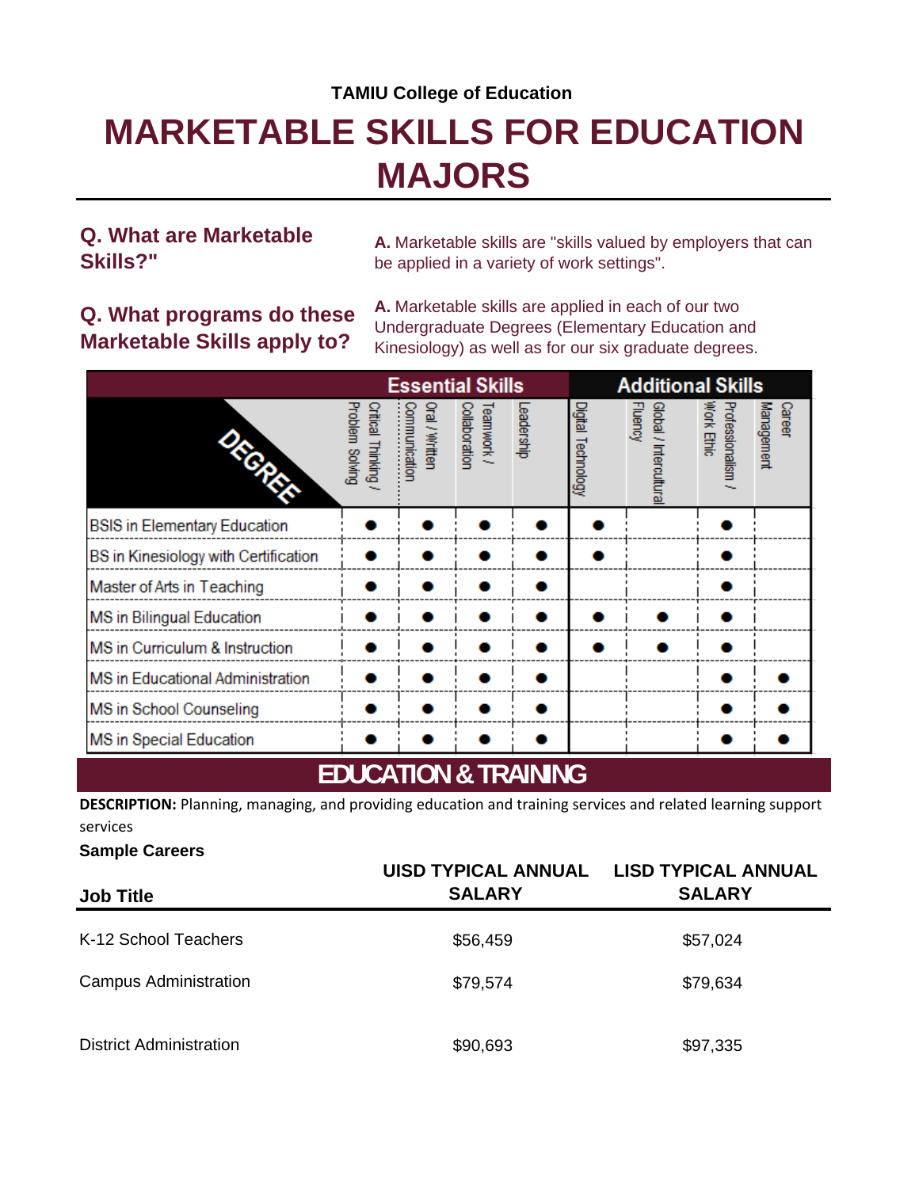**TAMIU College of Education**

# MARKETABLE SKILLS FOR EDUCATION MAJORS

## Q. What are Marketable Skills?"

**A.** Marketable skills are "skills valued by employers that can be applied in a variety of work settings".

## Q. What programs do these Marketable Skills apply to?

**A.** Marketable skills are applied in each of our two Undergraduate Degrees (Elementary Education and Kinesiology) as well as for our six graduate degrees.

| | Essential Skills | | | | Additional Skills | | | |
|---|---|---|---|---|---|---|---|---|
| DEGREE | Critical Thinking / Problem Solving | Oral / Written Communication | Teamwork / Collaboration | Leadership | Digital Technology | Global / Intercultural Fluency | Professionalism / Work Ethic | Career Management |
| BSIS in Elementary Education | ● | ● | ● | ● | ● | | ● | |
| BS in Kinesiology with Certification | ● | ● | ● | ● | ● | | ● | |
| Master of Arts in Teaching | ● | ● | ● | ● | | | ● | |
| MS in Bilingual Education | ● | ● | ● | ● | ● | ● | ● | |
| MS in Curriculum & Instruction | ● | ● | ● | ● | ● | ● | ● | |
| MS in Educational Administration | ● | ● | ● | ● | | | ● | ● |
| MS in School Counseling | ● | ● | ● | ● | | | ● | ● |
| MS in Special Education | ● | ● | ● | ● | | | ● | ● |

## EDUCATION & TRAINING

**DESCRIPTION:** Planning, managing, and providing education and training services and related learning support services

**Sample Careers**

| Job Title | UISD TYPICAL ANNUAL SALARY | LISD TYPICAL ANNUAL SALARY |
|---|---|---|
| K-12 School Teachers | $56,459 | $57,024 |
| Campus Administration | $79,574 | $79,634 |
| District Administration | $90,693 | $97,335 |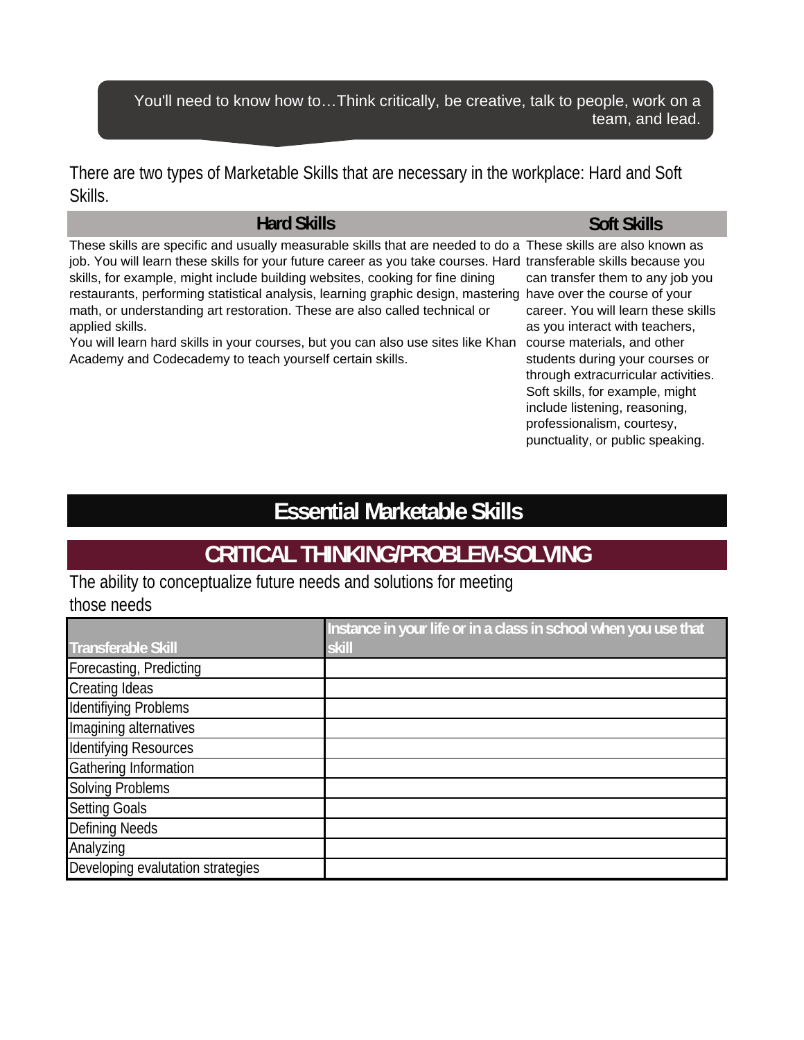> You'll need to know how to…Think critically, be creative, talk to people, work on a team, and lead.

There are two types of Marketable Skills that are necessary in the workplace: Hard and Soft Skills.

| Hard Skills | Soft Skills |
|---|---|
| These skills are specific and usually measurable skills that are needed to do a job. You will learn these skills for your future career as you take courses. Hard skills, for example, might include building websites, cooking for fine dining restaurants, performing statistical analysis, learning graphic design, mastering math, or understanding art restoration. These are also called technical or applied skills. You will learn hard skills in your courses, but you can also use sites like Khan Academy and Codecademy to teach yourself certain skills. | These skills are also known as transferable skills because you can transfer them to any job you have over the course of your career. You will learn these skills as you interact with teachers, course materials, and other students during your courses or through extracurricular activities. Soft skills, for example, might include listening, reasoning, professionalism, courtesy, punctuality, or public speaking. |

# Essential Marketable Skills

## CRITICAL THINKING/PROBLEM-SOLVING

The ability to conceptualize future needs and solutions for meeting those needs

| Transferable Skill | Instance in your life or in a class in school when you use that skill |
|---|---|
| Forecasting, Predicting | |
| Creating Ideas | |
| Identifiying Problems | |
| Imagining alternatives | |
| Identifying Resources | |
| Gathering Information | |
| Solving Problems | |
| Setting Goals | |
| Defining Needs | |
| Analyzing | |
| Developing evalutation strategies | |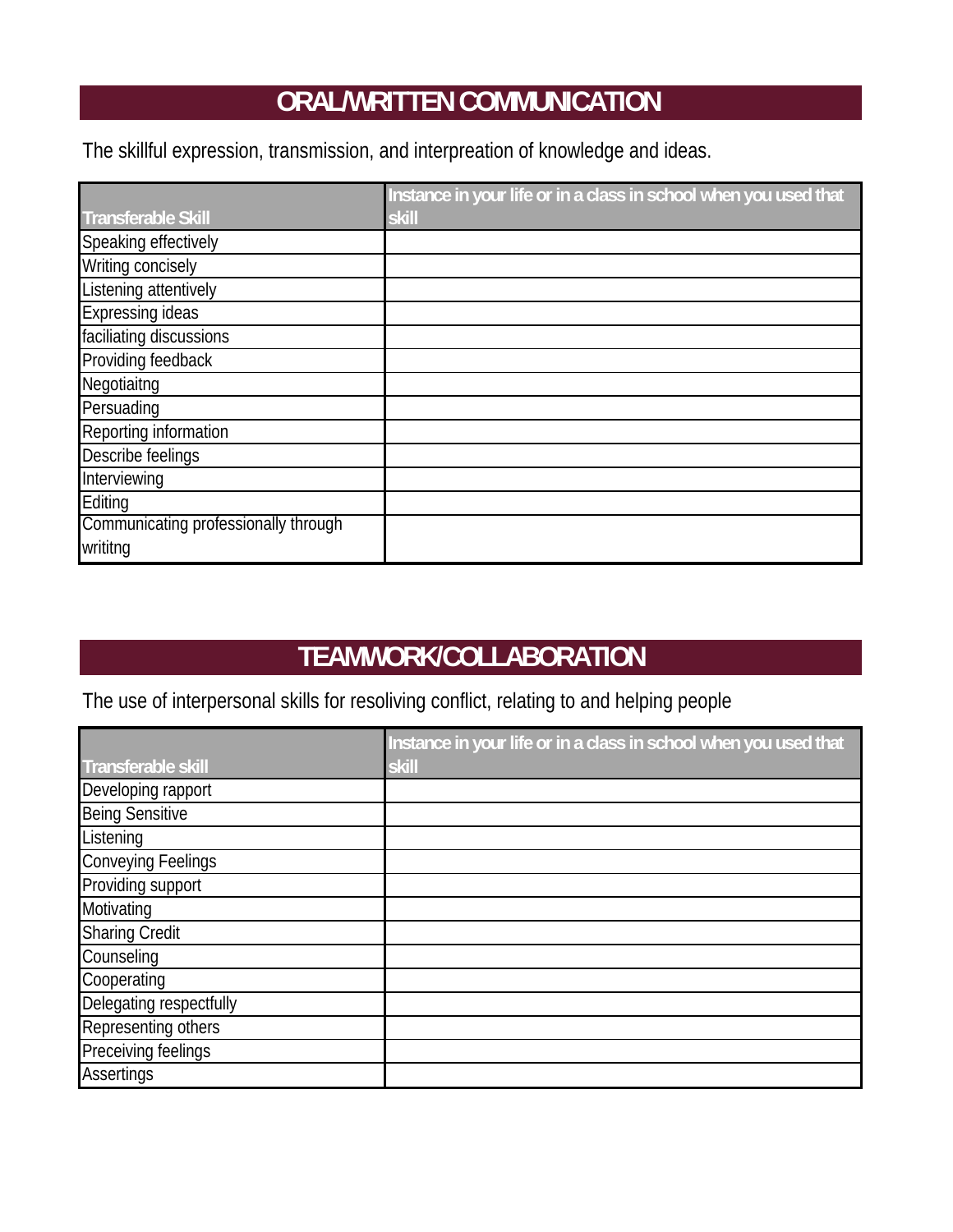## ORAL/WRITTEN COMMUNICATION

The skillful expression, transmission, and interpreation of knowledge and ideas.

| Transferable Skill | Instance in your life or in a class in school when you used that skill |
|---|---|
| Speaking effectively | |
| Writing concisely | |
| Listening attentively | |
| Expressing ideas | |
| faciliating discussions | |
| Providing feedback | |
| Negotiaitng | |
| Persuading | |
| Reporting information | |
| Describe feelings | |
| Interviewing | |
| Editing | |
| Communicating professionally through writitng | |

## TEAMWORK/COLLABORATION

The use of interpersonal skills for resoliving conflict, relating to and helping people

| Transferable skill | Instance in your life or in a class in school when you used that skill |
|---|---|
| Developing rapport | |
| Being Sensitive | |
| Listening | |
| Conveying Feelings | |
| Providing support | |
| Motivating | |
| Sharing Credit | |
| Counseling | |
| Cooperating | |
| Delegating respectfully | |
| Representing others | |
| Preceiving feelings | |
| Assertings | |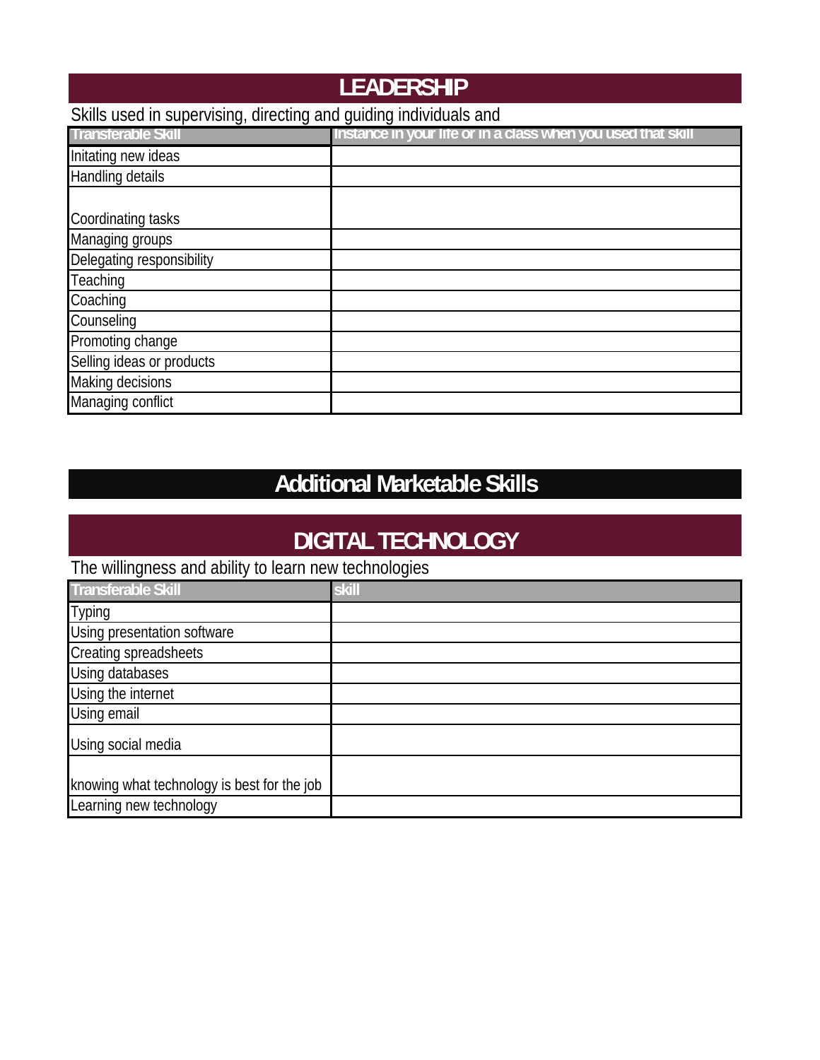## LEADERSHIP

Skills used in supervising, directing and guiding individuals and

| Transferable Skill | Instance in your life or in a class when you used that skill |
|---|---|
| Initating new ideas | |
| Handling details | |
| Coordinating tasks | |
| Managing groups | |
| Delegating responsibility | |
| Teaching | |
| Coaching | |
| Counseling | |
| Promoting change | |
| Selling ideas or products | |
| Making decisions | |
| Managing conflict | |

# Additional Marketable Skills

## DIGITAL TECHNOLOGY

The willingness and ability to learn new technologies

| Transferable Skill | skill |
|---|---|
| Typing | |
| Using presentation software | |
| Creating spreadsheets | |
| Using databases | |
| Using the internet | |
| Using email | |
| Using social media | |
| knowing what technology is best for the job | |
| Learning new technology | |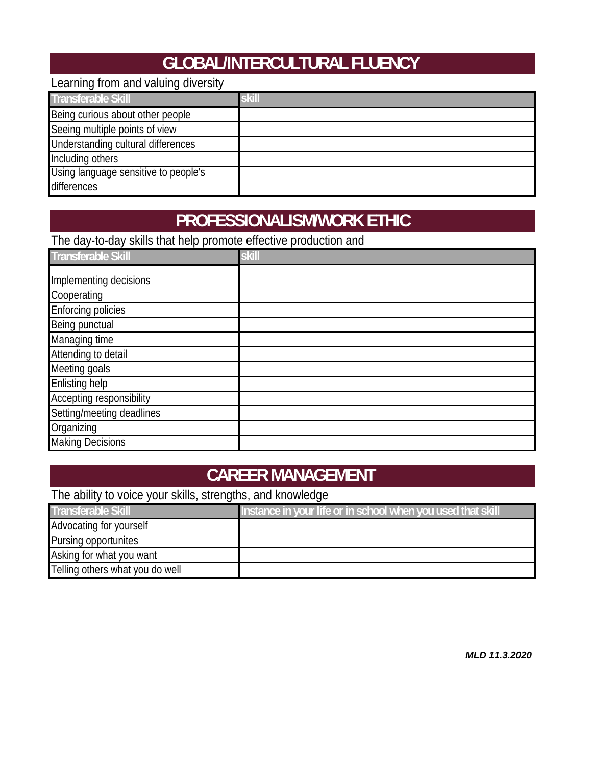## GLOBAL/INTERCULTURAL FLUENCY

Learning from and valuing diversity

| Transferable Skill | skill |
|---|---|
| Being curious about other people | |
| Seeing multiple points of view | |
| Understanding cultural differences | |
| Including others | |
| Using language sensitive to people's differences | |

## PROFESSIONALISM/WORK ETHIC

The day-to-day skills that help promote effective production and

| Transferable Skill | skill |
|---|---|
| Implementing decisions | |
| Cooperating | |
| Enforcing policies | |
| Being punctual | |
| Managing time | |
| Attending to detail | |
| Meeting goals | |
| Enlisting help | |
| Accepting responsibility | |
| Setting/meeting deadlines | |
| Organizing | |
| Making Decisions | |

## CAREER MANAGEMENT

The ability to voice your skills, strengths, and knowledge

| Transferable Skill | Instance in your life or in school when you used that skill |
|---|---|
| Advocating for yourself | |
| Pursing opportunites | |
| Asking for what you want | |
| Telling others what you do well | |

***MLD 11.3.2020***